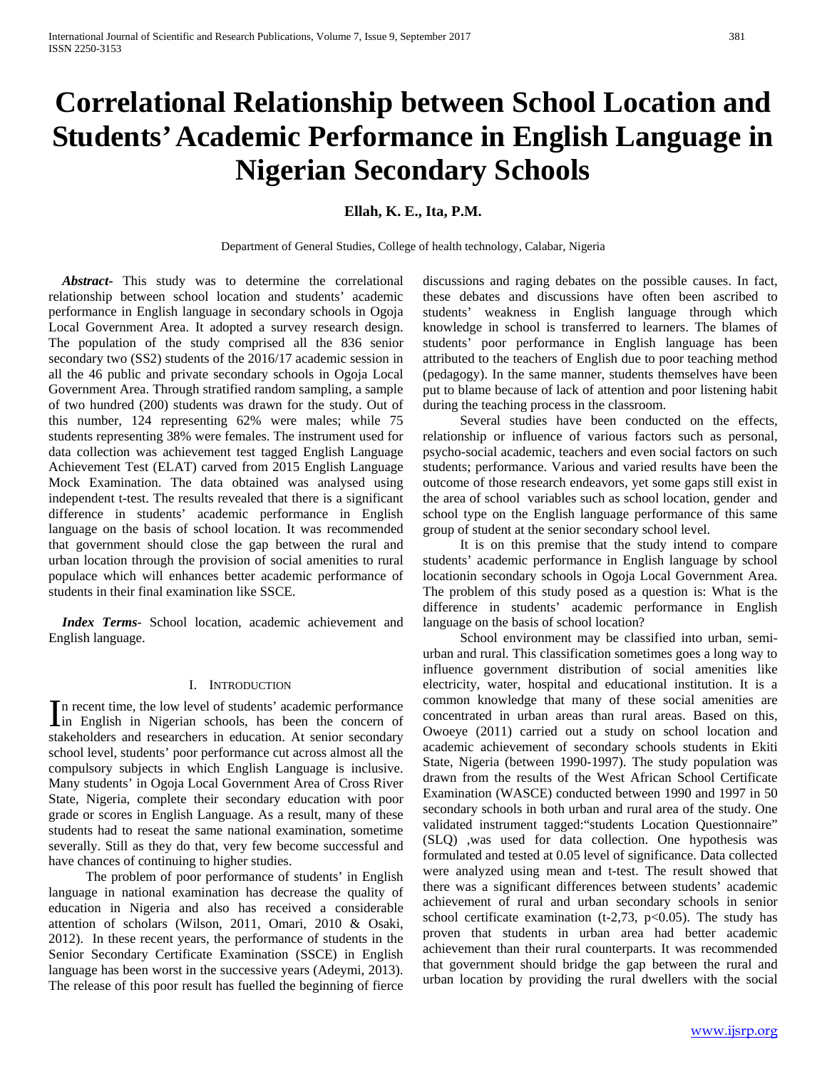# Correlational Relationship between School Location and Students' Academic Performance in English Language in Nigerian Secondary Schools

**Ellah, K. E., Ita, P.M.**

Department of General Studies, College of health technology, Calabar, Nigeria

***Abstract-*** This study was to determine the correlational relationship between school location and students' academic performance in English language in secondary schools in Ogoja Local Government Area. It adopted a survey research design. The population of the study comprised all the 836 senior secondary two (SS2) students of the 2016/17 academic session in all the 46 public and private secondary schools in Ogoja Local Government Area. Through stratified random sampling, a sample of two hundred (200) students was drawn for the study. Out of this number, 124 representing 62% were males; while 75 students representing 38% were females. The instrument used for data collection was achievement test tagged English Language Achievement Test (ELAT) carved from 2015 English Language Mock Examination. The data obtained was analysed using independent t-test. The results revealed that there is a significant difference in students' academic performance in English language on the basis of school location. It was recommended that government should close the gap between the rural and urban location through the provision of social amenities to rural populace which will enhances better academic performance of students in their final examination like SSCE.

***Index Terms-*** School location, academic achievement and English language.

## I. Introduction

In recent time, the low level of students' academic performance in English in Nigerian schools, has been the concern of stakeholders and researchers in education. At senior secondary school level, students' poor performance cut across almost all the compulsory subjects in which English Language is inclusive. Many students' in Ogoja Local Government Area of Cross River State, Nigeria, complete their secondary education with poor grade or scores in English Language. As a result, many of these students had to reseat the same national examination, sometime severally. Still as they do that, very few become successful and have chances of continuing to higher studies.

The problem of poor performance of students' in English language in national examination has decrease the quality of education in Nigeria and also has received a considerable attention of scholars (Wilson, 2011, Omari, 2010 & Osaki, 2012). In these recent years, the performance of students in the Senior Secondary Certificate Examination (SSCE) in English language has been worst in the successive years (Adeymi, 2013). The release of this poor result has fuelled the beginning of fierce discussions and raging debates on the possible causes. In fact, these debates and discussions have often been ascribed to students' weakness in English language through which knowledge in school is transferred to learners. The blames of students' poor performance in English language has been attributed to the teachers of English due to poor teaching method (pedagogy). In the same manner, students themselves have been put to blame because of lack of attention and poor listening habit during the teaching process in the classroom.

Several studies have been conducted on the effects, relationship or influence of various factors such as personal, psycho-social academic, teachers and even social factors on such students; performance. Various and varied results have been the outcome of those research endeavors, yet some gaps still exist in the area of school variables such as school location, gender and school type on the English language performance of this same group of student at the senior secondary school level.

It is on this premise that the study intend to compare students' academic performance in English language by school locationin secondary schools in Ogoja Local Government Area. The problem of this study posed as a question is: What is the difference in students' academic performance in English language on the basis of school location?

School environment may be classified into urban, semi-urban and rural. This classification sometimes goes a long way to influence government distribution of social amenities like electricity, water, hospital and educational institution. It is a common knowledge that many of these social amenities are concentrated in urban areas than rural areas. Based on this, Owoeye (2011) carried out a study on school location and academic achievement of secondary schools students in Ekiti State, Nigeria (between 1990-1997). The study population was drawn from the results of the West African School Certificate Examination (WASCE) conducted between 1990 and 1997 in 50 secondary schools in both urban and rural area of the study. One validated instrument tagged:"students Location Questionnaire" (SLQ) ,was used for data collection. One hypothesis was formulated and tested at 0.05 level of significance. Data collected were analyzed using mean and t-test. The result showed that there was a significant differences between students' academic achievement of rural and urban secondary schools in senior school certificate examination (t-2,73, $p<0.05$). The study has proven that students in urban area had better academic achievement than their rural counterparts. It was recommended that government should bridge the gap between the rural and urban location by providing the rural dwellers with the social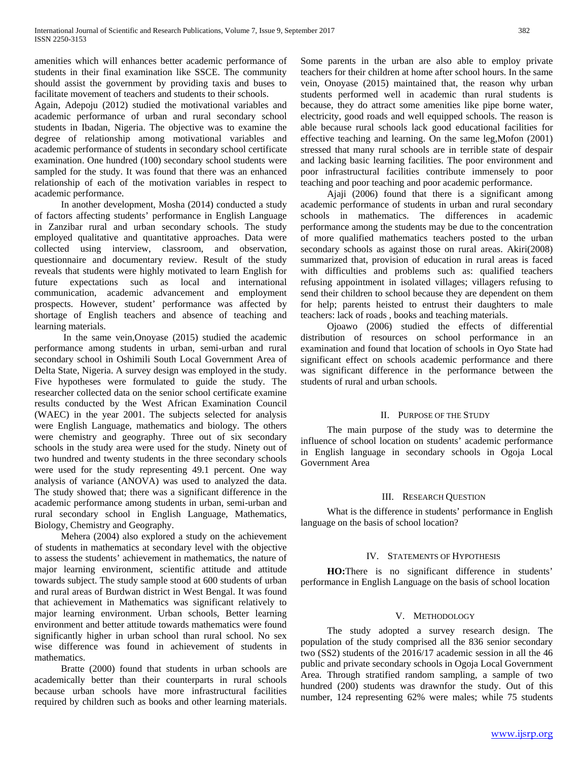amenities which will enhances better academic performance of students in their final examination like SSCE. The community should assist the government by providing taxis and buses to facilitate movement of teachers and students to their schools.

Again, Adepoju (2012) studied the motivational variables and academic performance of urban and rural secondary school students in Ibadan, Nigeria. The objective was to examine the degree of relationship among motivational variables and academic performance of students in secondary school certificate examination. One hundred (100) secondary school students were sampled for the study. It was found that there was an enhanced relationship of each of the motivation variables in respect to academic performance.

In another development, Mosha (2014) conducted a study of factors affecting students' performance in English Language in Zanzibar rural and urban secondary schools. The study employed qualitative and quantitative approaches. Data were collected using interview, classroom, and observation, questionnaire and documentary review. Result of the study reveals that students were highly motivated to learn English for future expectations such as local and international communication, academic advancement and employment prospects. However, student' performance was affected by shortage of English teachers and absence of teaching and learning materials.

In the same vein,Onoyase (2015) studied the academic performance among students in urban, semi-urban and rural secondary school in Oshimili South Local Government Area of Delta State, Nigeria. A survey design was employed in the study. Five hypotheses were formulated to guide the study. The researcher collected data on the senior school certificate examine results conducted by the West African Examination Council (WAEC) in the year 2001. The subjects selected for analysis were English Language, mathematics and biology. The others were chemistry and geography. Three out of six secondary schools in the study area were used for the study. Ninety out of two hundred and twenty students in the three secondary schools were used for the study representing 49.1 percent. One way analysis of variance (ANOVA) was used to analyzed the data. The study showed that; there was a significant difference in the academic performance among students in urban, semi-urban and rural secondary school in English Language, Mathematics, Biology, Chemistry and Geography.

Mehera (2004) also explored a study on the achievement of students in mathematics at secondary level with the objective to assess the students' achievement in mathematics, the nature of major learning environment, scientific attitude and attitude towards subject. The study sample stood at 600 students of urban and rural areas of Burdwan district in West Bengal. It was found that achievement in Mathematics was significant relatively to major learning environment. Urban schools, Better learning environment and better attitude towards mathematics were found significantly higher in urban school than rural school. No sex wise difference was found in achievement of students in mathematics.

Bratte (2000) found that students in urban schools are academically better than their counterparts in rural schools because urban schools have more infrastructural facilities required by children such as books and other learning materials. Some parents in the urban are also able to employ private teachers for their children at home after school hours. In the same vein, Onoyase (2015) maintained that, the reason why urban students performed well in academic than rural students is because, they do attract some amenities like pipe borne water, electricity, good roads and well equipped schools. The reason is able because rural schools lack good educational facilities for effective teaching and learning. On the same leg,Mofon (2001) stressed that many rural schools are in terrible state of despair and lacking basic learning facilities. The poor environment and poor infrastructural facilities contribute immensely to poor teaching and poor teaching and poor academic performance.

Ajaji (2006) found that there is a significant among academic performance of students in urban and rural secondary schools in mathematics. The differences in academic performance among the students may be due to the concentration of more qualified mathematics teachers posted to the urban secondary schools as against those on rural areas. Akiri(2008) summarized that, provision of education in rural areas is faced with difficulties and problems such as: qualified teachers refusing appointment in isolated villages; villagers refusing to send their children to school because they are dependent on them for help; parents heisted to entrust their daughters to male teachers: lack of roads , books and teaching materials.

Ojoawo (2006) studied the effects of differential distribution of resources on school performance in an examination and found that location of schools in Oyo State had significant effect on schools academic performance and there was significant difference in the performance between the students of rural and urban schools.

## II. Purpose of the Study

The main purpose of the study was to determine the influence of school location on students' academic performance in English language in secondary schools in Ogoja Local Government Area

## III. Research Question

What is the difference in students' performance in English language on the basis of school location?

## IV. Statements of Hypothesis

**HO:**There is no significant difference in students' performance in English Language on the basis of school location

## V. Methodology

The study adopted a survey research design. The population of the study comprised all the 836 senior secondary two (SS2) students of the 2016/17 academic session in all the 46 public and private secondary schools in Ogoja Local Government Area. Through stratified random sampling, a sample of two hundred (200) students was drawnfor the study. Out of this number, 124 representing 62% were males; while 75 students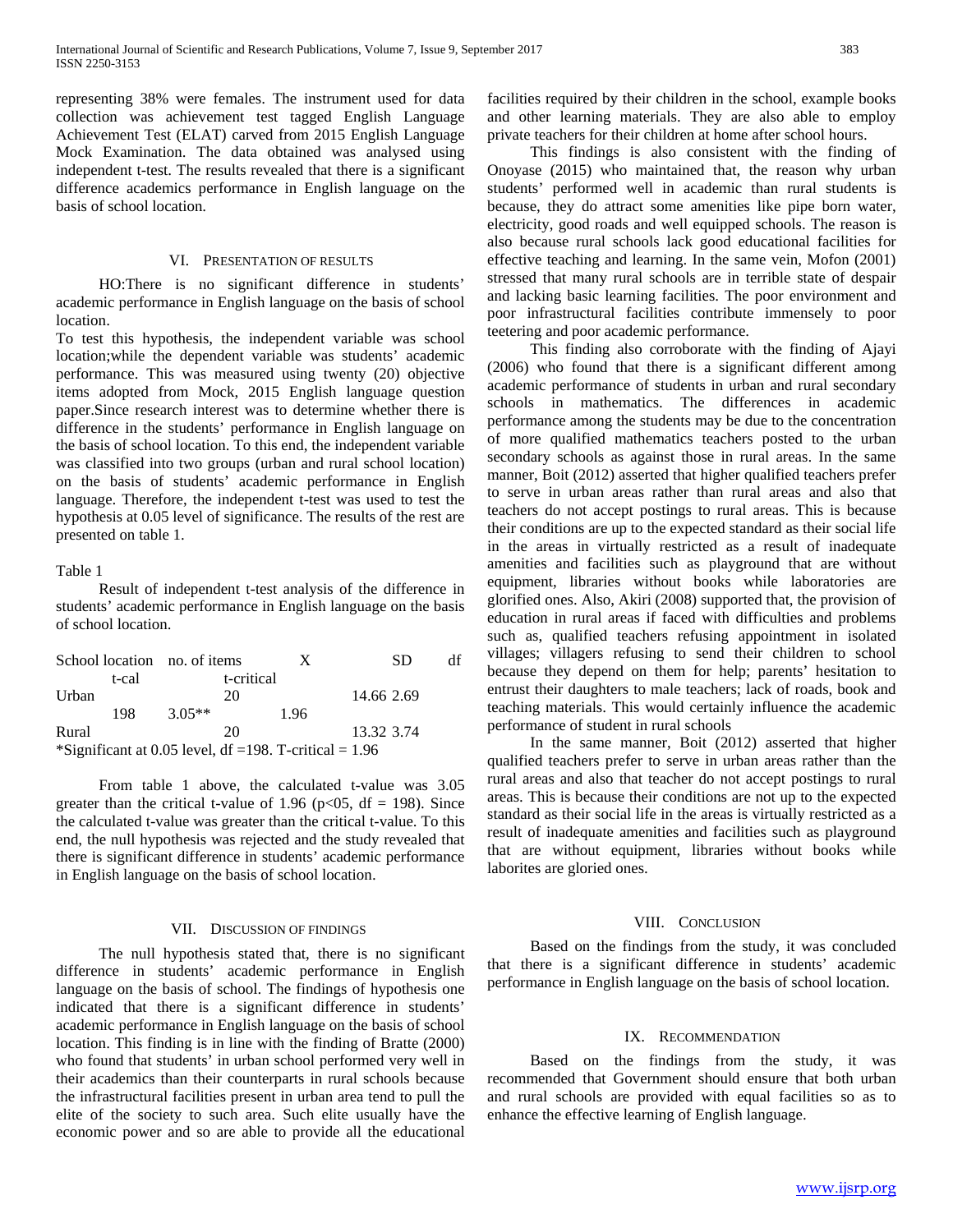representing 38% were females. The instrument used for data collection was achievement test tagged English Language Achievement Test (ELAT) carved from 2015 English Language Mock Examination. The data obtained was analysed using independent t-test. The results revealed that there is a significant difference academics performance in English language on the basis of school location.

## VI. Presentation of Results

HO:There is no significant difference in students' academic performance in English language on the basis of school location.

To test this hypothesis, the independent variable was school location;while the dependent variable was students' academic performance. This was measured using twenty (20) objective items adopted from Mock, 2015 English language question paper.Since research interest was to determine whether there is difference in the students' performance in English language on the basis of school location. To this end, the independent variable was classified into two groups (urban and rural school location) on the basis of students' academic performance in English language. Therefore, the independent t-test was used to test the hypothesis at 0.05 level of significance. The results of the rest are presented on table 1.

Table 1

Result of independent t-test analysis of the difference in students' academic performance in English language on the basis of school location.

| School location | no. of items | X | SD | df | t-cal | t-critical |
|---|---|---|---|---|---|---|
| Urban | 20 | 14.66 | 2.69 | 198 | 3.05** | 1.96 |
| Rural | 20 | 13.32 | 3.74 | | | |

*Significant at 0.05 level, df =198. T-critical = 1.96

From table 1 above, the calculated t-value was 3.05 greater than the critical t-value of 1.96 ($p<05$, df = 198). Since the calculated t-value was greater than the critical t-value. To this end, the null hypothesis was rejected and the study revealed that there is significant difference in students' academic performance in English language on the basis of school location.

## VII. Discussion of Findings

The null hypothesis stated that, there is no significant difference in students' academic performance in English language on the basis of school. The findings of hypothesis one indicated that there is a significant difference in students' academic performance in English language on the basis of school location. This finding is in line with the finding of Bratte (2000) who found that students' in urban school performed very well in their academics than their counterparts in rural schools because the infrastructural facilities present in urban area tend to pull the elite of the society to such area. Such elite usually have the economic power and so are able to provide all the educational facilities required by their children in the school, example books and other learning materials. They are also able to employ private teachers for their children at home after school hours.

This findings is also consistent with the finding of Onoyase (2015) who maintained that, the reason why urban students' performed well in academic than rural students is because, they do attract some amenities like pipe born water, electricity, good roads and well equipped schools. The reason is also because rural schools lack good educational facilities for effective teaching and learning. In the same vein, Mofon (2001) stressed that many rural schools are in terrible state of despair and lacking basic learning facilities. The poor environment and poor infrastructural facilities contribute immensely to poor teetering and poor academic performance.

This finding also corroborate with the finding of Ajayi (2006) who found that there is a significant different among academic performance of students in urban and rural secondary schools in mathematics. The differences in academic performance among the students may be due to the concentration of more qualified mathematics teachers posted to the urban secondary schools as against those in rural areas. In the same manner, Boit (2012) asserted that higher qualified teachers prefer to serve in urban areas rather than rural areas and also that teachers do not accept postings to rural areas. This is because their conditions are up to the expected standard as their social life in the areas in virtually restricted as a result of inadequate amenities and facilities such as playground that are without equipment, libraries without books while laboratories are glorified ones. Also, Akiri (2008) supported that, the provision of education in rural areas if faced with difficulties and problems such as, qualified teachers refusing appointment in isolated villages; villagers refusing to send their children to school because they depend on them for help; parents' hesitation to entrust their daughters to male teachers; lack of roads, book and teaching materials. This would certainly influence the academic performance of student in rural schools

In the same manner, Boit (2012) asserted that higher qualified teachers prefer to serve in urban areas rather than the rural areas and also that teacher do not accept postings to rural areas. This is because their conditions are not up to the expected standard as their social life in the areas is virtually restricted as a result of inadequate amenities and facilities such as playground that are without equipment, libraries without books while laborites are gloried ones.

## VIII. Conclusion

Based on the findings from the study, it was concluded that there is a significant difference in students' academic performance in English language on the basis of school location.

## IX. Recommendation

Based on the findings from the study, it was recommended that Government should ensure that both urban and rural schools are provided with equal facilities so as to enhance the effective learning of English language.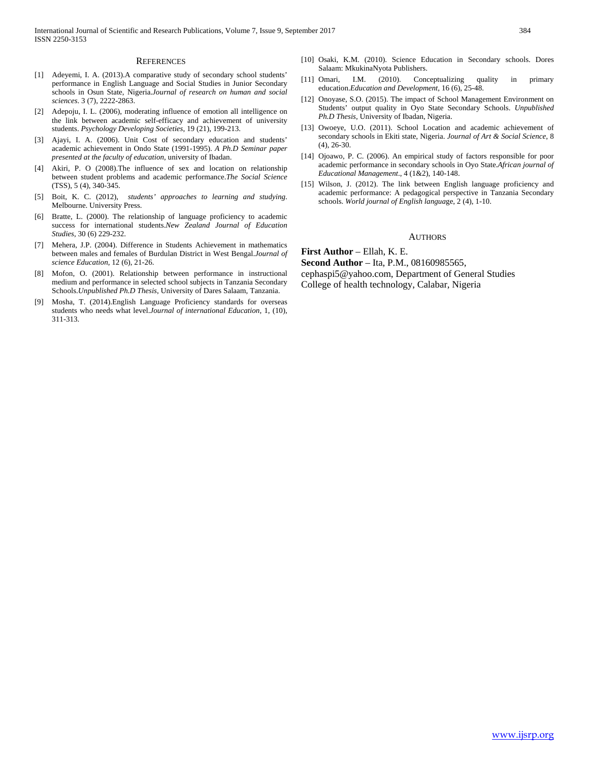## REFERENCES

[1] Adeyemi, I. A. (2013).A comparative study of secondary school students' performance in English Language and Social Studies in Junior Secondary schools in Osun State, Nigeria.*Journal of research on human and social sciences*. 3 (7), 2222-2863.

[2] Adepoju, I. L. (2006), moderating influence of emotion all intelligence on the link between academic self-efficacy and achievement of university students. *Psychology Developing Societies*, 19 (21), 199-213.

[3] Ajayi, I. A. (2006). Unit Cost of secondary education and students' academic achievement in Ondo State (1991-1995). *A Ph.D Seminar paper presented at the faculty of education*, university of Ibadan.

[4] Akiri, P. O (2008).The influence of sex and location on relationship between student problems and academic performance.*The Social Science* (TSS), 5 (4), 340-345.

[5] Boit, K. C. (2012), *students' approaches to learning and studying*. Melbourne. University Press.

[6] Bratte, L. (2000). The relationship of language proficiency to academic success for international students.*New Zealand Journal of Education Studies*, 30 (6) 229-232.

[7] Mehera, J.P. (2004). Difference in Students Achievement in mathematics between males and females of Burdulan District in West Bengal.*Journal of science Education*, 12 (6), 21-26.

[8] Mofon, O. (2001). Relationship between performance in instructional medium and performance in selected school subjects in Tanzania Secondary Schools.*Unpublished Ph.D Thesis*, University of Dares Salaam, Tanzania.

[9] Mosha, T. (2014).English Language Proficiency standards for overseas students who needs what level.*Journal of international Education*, 1, (10), 311-313.

[10] Osaki, K.M. (2010). Science Education in Secondary schools. Dores Salaam: MkukinaNyota Publishers.

[11] Omari, I.M. (2010). Conceptualizing quality in primary education.*Education and Development*, 16 (6), 25-48.

[12] Onoyase, S.O. (2015). The impact of School Management Environment on Students' output quality in Oyo State Secondary Schools. *Unpublished Ph.D Thesis*, University of Ibadan, Nigeria.

[13] Owoeye, U.O. (2011). School Location and academic achievement of secondary schools in Ekiti state, Nigeria. *Journal of Art & Social Science*, 8 (4), 26-30.

[14] Ojoawo, P. C. (2006). An empirical study of factors responsible for poor academic performance in secondary schools in Oyo State.*African journal of Educational Management*., 4 (1&2), 140-148.

[15] Wilson, J. (2012). The link between English language proficiency and academic performance: A pedagogical perspective in Tanzania Secondary schools. *World journal of English langua*ge, 2 (4), 1-10.

## AUTHORS

**First Author** – Ellah, K. E.

**Second Author** – Ita, P.M., 08160985565, cephaspi5@yahoo.com, Department of General Studies College of health technology, Calabar, Nigeria